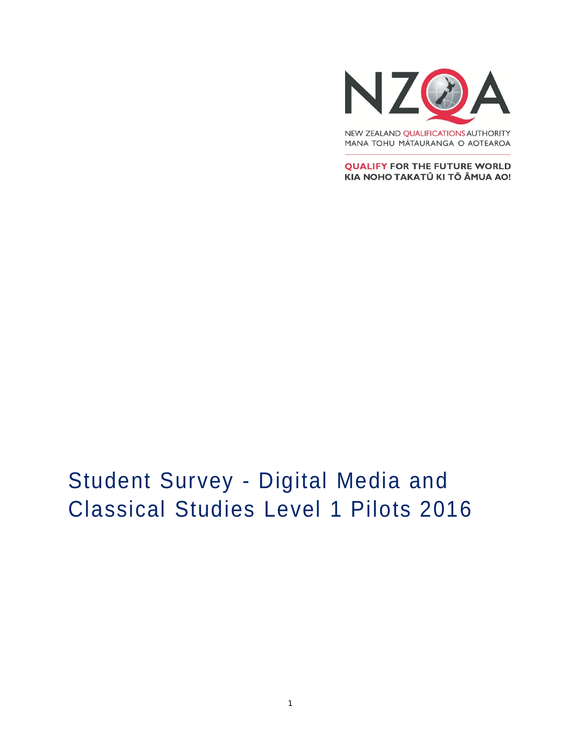NZQA

NEW ZEALAND QUALIFICATIONS AUTHORITY
MANA TOHU MĀTAURANGA O AOTEAROA

QUALIFY FOR THE FUTURE WORLD
KIA NOHO TAKATŪ KI TŌ ĀMUA AO!

# Student Survey - Digital Media and Classical Studies Level 1 Pilots 2016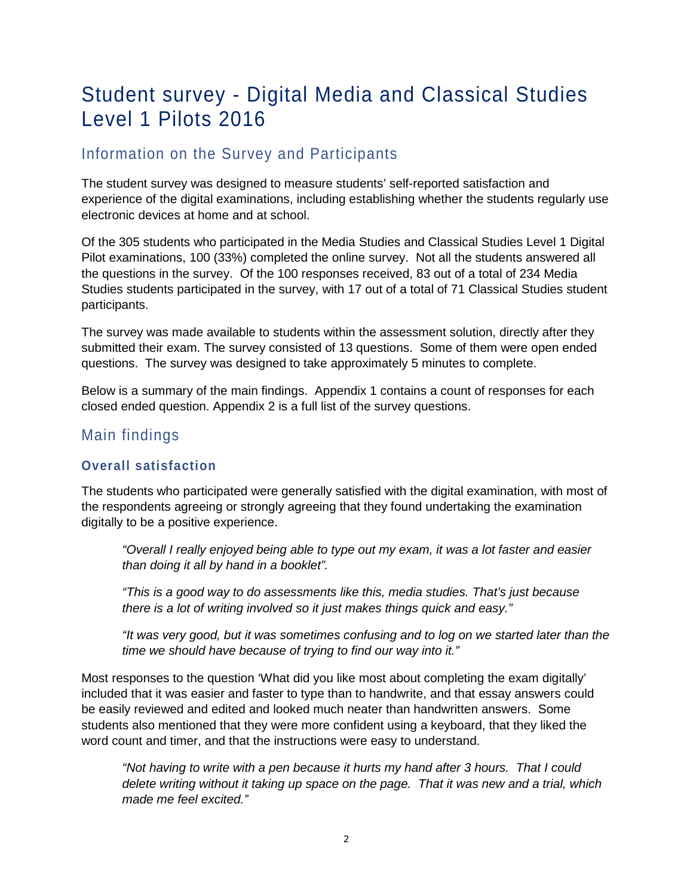# Student survey - Digital Media and Classical Studies Level 1 Pilots 2016

## Information on the Survey and Participants

The student survey was designed to measure students' self-reported satisfaction and experience of the digital examinations, including establishing whether the students regularly use electronic devices at home and at school.

Of the 305 students who participated in the Media Studies and Classical Studies Level 1 Digital Pilot examinations, 100 (33%) completed the online survey. Not all the students answered all the questions in the survey. Of the 100 responses received, 83 out of a total of 234 Media Studies students participated in the survey, with 17 out of a total of 71 Classical Studies student participants.

The survey was made available to students within the assessment solution, directly after they submitted their exam. The survey consisted of 13 questions. Some of them were open ended questions. The survey was designed to take approximately 5 minutes to complete.

Below is a summary of the main findings. Appendix 1 contains a count of responses for each closed ended question. Appendix 2 is a full list of the survey questions.

## Main findings

### Overall satisfaction

The students who participated were generally satisfied with the digital examination, with most of the respondents agreeing or strongly agreeing that they found undertaking the examination digitally to be a positive experience.

> *"Overall I really enjoyed being able to type out my exam, it was a lot faster and easier than doing it all by hand in a booklet".*
>
> *"This is a good way to do assessments like this, media studies. That's just because there is a lot of writing involved so it just makes things quick and easy."*
>
> *"It was very good, but it was sometimes confusing and to log on we started later than the time we should have because of trying to find our way into it."*

Most responses to the question 'What did you like most about completing the exam digitally' included that it was easier and faster to type than to handwrite, and that essay answers could be easily reviewed and edited and looked much neater than handwritten answers. Some students also mentioned that they were more confident using a keyboard, that they liked the word count and timer, and that the instructions were easy to understand.

> *"Not having to write with a pen because it hurts my hand after 3 hours. That I could delete writing without it taking up space on the page. That it was new and a trial, which made me feel excited."*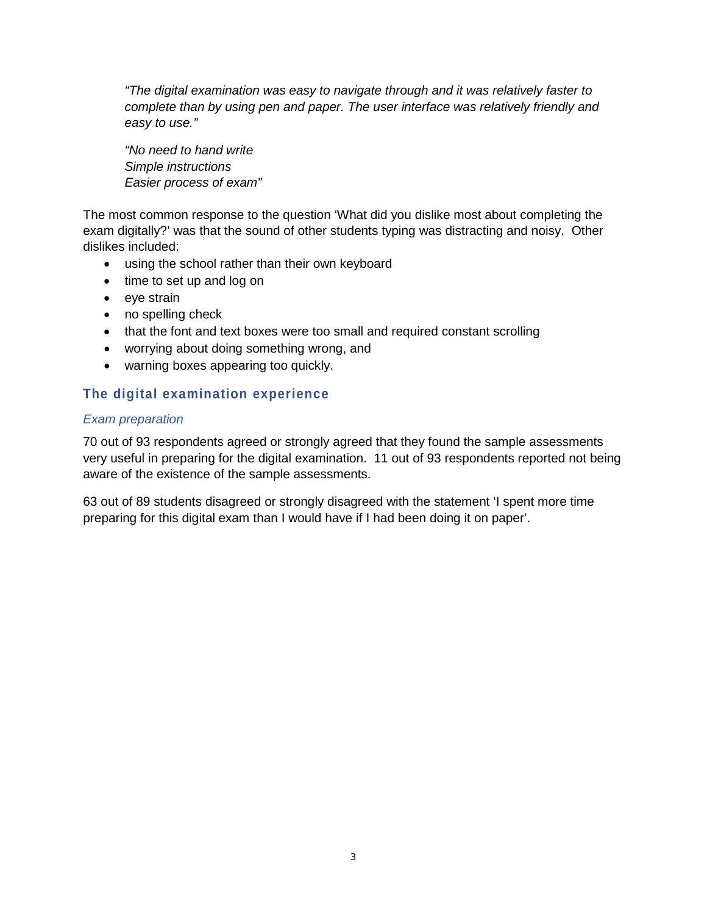*"The digital examination was easy to navigate through and it was relatively faster to complete than by using pen and paper. The user interface was relatively friendly and easy to use."*

*"No need to hand write*
*Simple instructions*
*Easier process of exam"*

The most common response to the question 'What did you dislike most about completing the exam digitally?' was that the sound of other students typing was distracting and noisy. Other dislikes included:

- using the school rather than their own keyboard
- time to set up and log on
- eye strain
- no spelling check
- that the font and text boxes were too small and required constant scrolling
- worrying about doing something wrong, and
- warning boxes appearing too quickly.

## The digital examination experience

### *Exam preparation*

70 out of 93 respondents agreed or strongly agreed that they found the sample assessments very useful in preparing for the digital examination. 11 out of 93 respondents reported not being aware of the existence of the sample assessments.

63 out of 89 students disagreed or strongly disagreed with the statement 'I spent more time preparing for this digital exam than I would have if I had been doing it on paper'.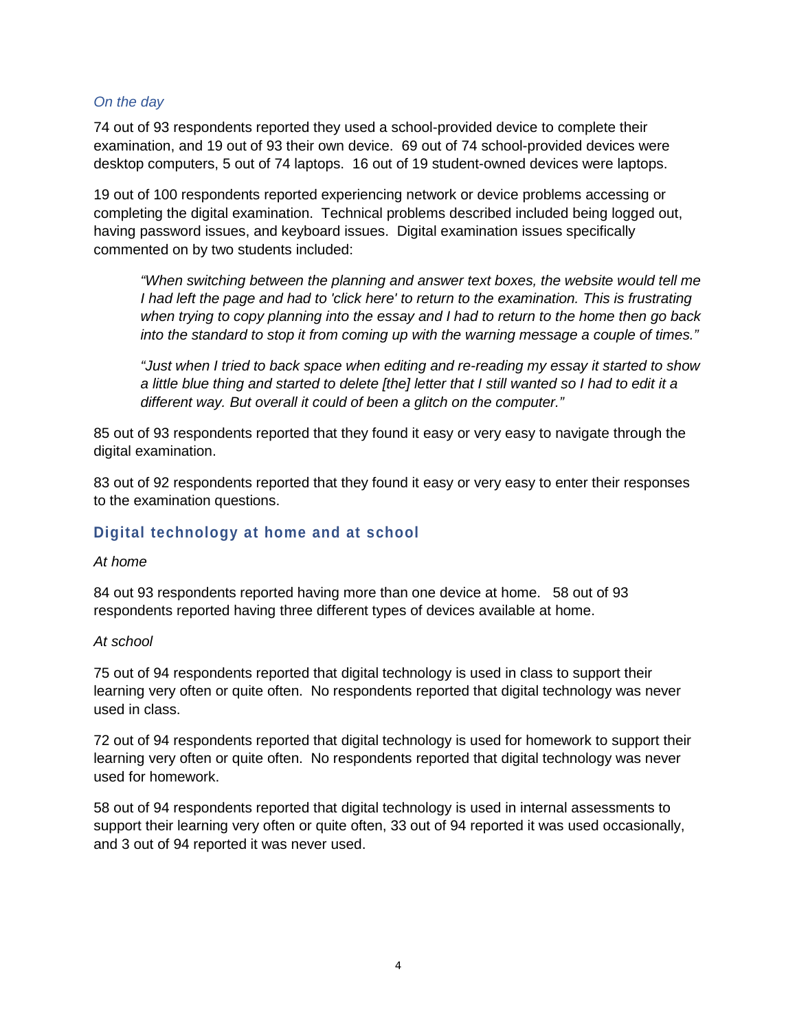*On the day*

74 out of 93 respondents reported they used a school-provided device to complete their examination, and 19 out of 93 their own device. 69 out of 74 school-provided devices were desktop computers, 5 out of 74 laptops. 16 out of 19 student-owned devices were laptops.

19 out of 100 respondents reported experiencing network or device problems accessing or completing the digital examination. Technical problems described included being logged out, having password issues, and keyboard issues. Digital examination issues specifically commented on by two students included:

> *"When switching between the planning and answer text boxes, the website would tell me I had left the page and had to 'click here' to return to the examination. This is frustrating when trying to copy planning into the essay and I had to return to the home then go back into the standard to stop it from coming up with the warning message a couple of times."*

> *"Just when I tried to back space when editing and re-reading my essay it started to show a little blue thing and started to delete [the] letter that I still wanted so I had to edit it a different way. But overall it could of been a glitch on the computer."*

85 out of 93 respondents reported that they found it easy or very easy to navigate through the digital examination.

83 out of 92 respondents reported that they found it easy or very easy to enter their responses to the examination questions.

## Digital technology at home and at school

*At home*

84 out 93 respondents reported having more than one device at home. 58 out of 93 respondents reported having three different types of devices available at home.

*At school*

75 out of 94 respondents reported that digital technology is used in class to support their learning very often or quite often. No respondents reported that digital technology was never used in class.

72 out of 94 respondents reported that digital technology is used for homework to support their learning very often or quite often. No respondents reported that digital technology was never used for homework.

58 out of 94 respondents reported that digital technology is used in internal assessments to support their learning very often or quite often, 33 out of 94 reported it was used occasionally, and 3 out of 94 reported it was never used.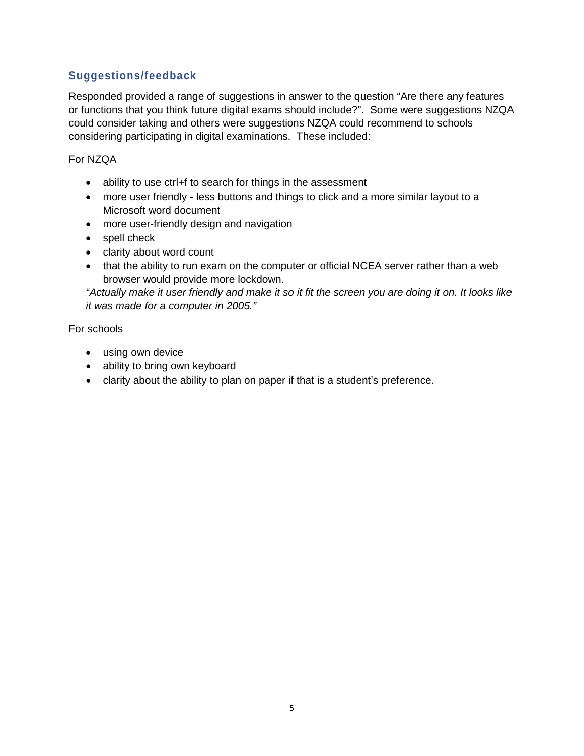## Suggestions/feedback

Responded provided a range of suggestions in answer to the question "Are there any features or functions that you think future digital exams should include?". Some were suggestions NZQA could consider taking and others were suggestions NZQA could recommend to schools considering participating in digital examinations. These included:

For NZQA

- ability to use ctrl+f to search for things in the assessment
- more user friendly - less buttons and things to click and a more similar layout to a Microsoft word document
- more user-friendly design and navigation
- spell check
- clarity about word count
- that the ability to run exam on the computer or official NCEA server rather than a web browser would provide more lockdown.

*"Actually make it user friendly and make it so it fit the screen you are doing it on. It looks like it was made for a computer in 2005."*

For schools

- using own device
- ability to bring own keyboard
- clarity about the ability to plan on paper if that is a student's preference.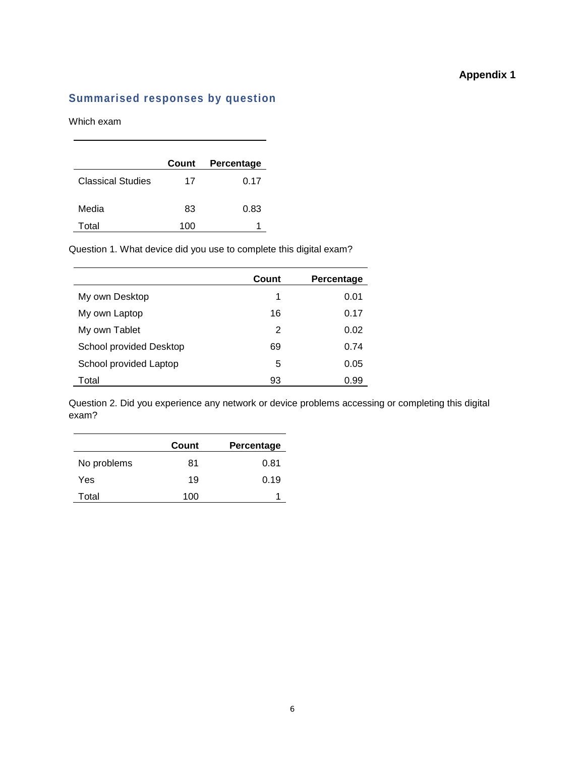**Appendix 1**

## Summarised responses by question

Which exam

| | Count | Percentage |
|---|---|---|
| Classical Studies | 17 | 0.17 |
| Media | 83 | 0.83 |
| Total | 100 | 1 |

Question 1. What device did you use to complete this digital exam?

| | Count | Percentage |
|---|---|---|
| My own Desktop | 1 | 0.01 |
| My own Laptop | 16 | 0.17 |
| My own Tablet | 2 | 0.02 |
| School provided Desktop | 69 | 0.74 |
| School provided Laptop | 5 | 0.05 |
| Total | 93 | 0.99 |

Question 2. Did you experience any network or device problems accessing or completing this digital exam?

| | Count | Percentage |
|---|---|---|
| No problems | 81 | 0.81 |
| Yes | 19 | 0.19 |
| Total | 100 | 1 |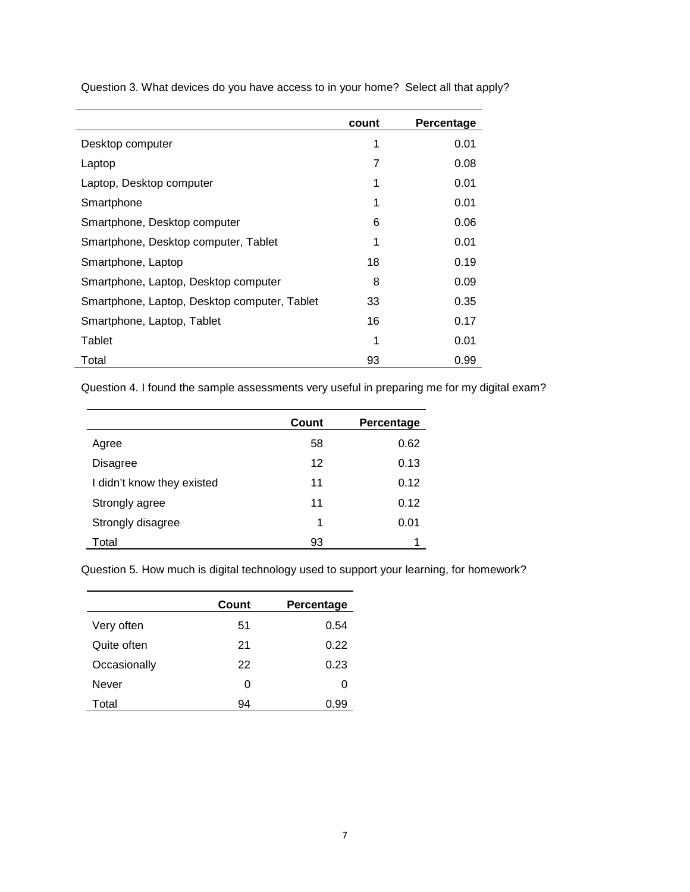Question 3. What devices do you have access to in your home? Select all that apply?

| | count | Percentage |
|---|---|---|
| Desktop computer | 1 | 0.01 |
| Laptop | 7 | 0.08 |
| Laptop, Desktop computer | 1 | 0.01 |
| Smartphone | 1 | 0.01 |
| Smartphone, Desktop computer | 6 | 0.06 |
| Smartphone, Desktop computer, Tablet | 1 | 0.01 |
| Smartphone, Laptop | 18 | 0.19 |
| Smartphone, Laptop, Desktop computer | 8 | 0.09 |
| Smartphone, Laptop, Desktop computer, Tablet | 33 | 0.35 |
| Smartphone, Laptop, Tablet | 16 | 0.17 |
| Tablet | 1 | 0.01 |
| Total | 93 | 0.99 |

Question 4. I found the sample assessments very useful in preparing me for my digital exam?

| | Count | Percentage |
|---|---|---|
| Agree | 58 | 0.62 |
| Disagree | 12 | 0.13 |
| I didn't know they existed | 11 | 0.12 |
| Strongly agree | 11 | 0.12 |
| Strongly disagree | 1 | 0.01 |
| Total | 93 | 1 |

Question 5. How much is digital technology used to support your learning, for homework?

| | Count | Percentage |
|---|---|---|
| Very often | 51 | 0.54 |
| Quite often | 21 | 0.22 |
| Occasionally | 22 | 0.23 |
| Never | 0 | 0 |
| Total | 94 | 0.99 |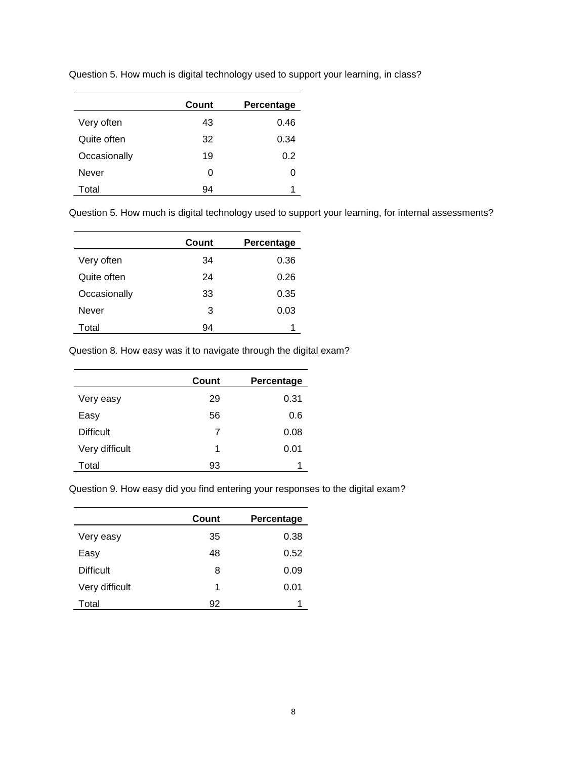Question 5. How much is digital technology used to support your learning, in class?

| | Count | Percentage |
|---|---|---|
| Very often | 43 | 0.46 |
| Quite often | 32 | 0.34 |
| Occasionally | 19 | 0.2 |
| Never | 0 | 0 |
| Total | 94 | 1 |

Question 5. How much is digital technology used to support your learning, for internal assessments?

| | Count | Percentage |
|---|---|---|
| Very often | 34 | 0.36 |
| Quite often | 24 | 0.26 |
| Occasionally | 33 | 0.35 |
| Never | 3 | 0.03 |
| Total | 94 | 1 |

Question 8. How easy was it to navigate through the digital exam?

| | Count | Percentage |
|---|---|---|
| Very easy | 29 | 0.31 |
| Easy | 56 | 0.6 |
| Difficult | 7 | 0.08 |
| Very difficult | 1 | 0.01 |
| Total | 93 | 1 |

Question 9. How easy did you find entering your responses to the digital exam?

| | Count | Percentage |
|---|---|---|
| Very easy | 35 | 0.38 |
| Easy | 48 | 0.52 |
| Difficult | 8 | 0.09 |
| Very difficult | 1 | 0.01 |
| Total | 92 | 1 |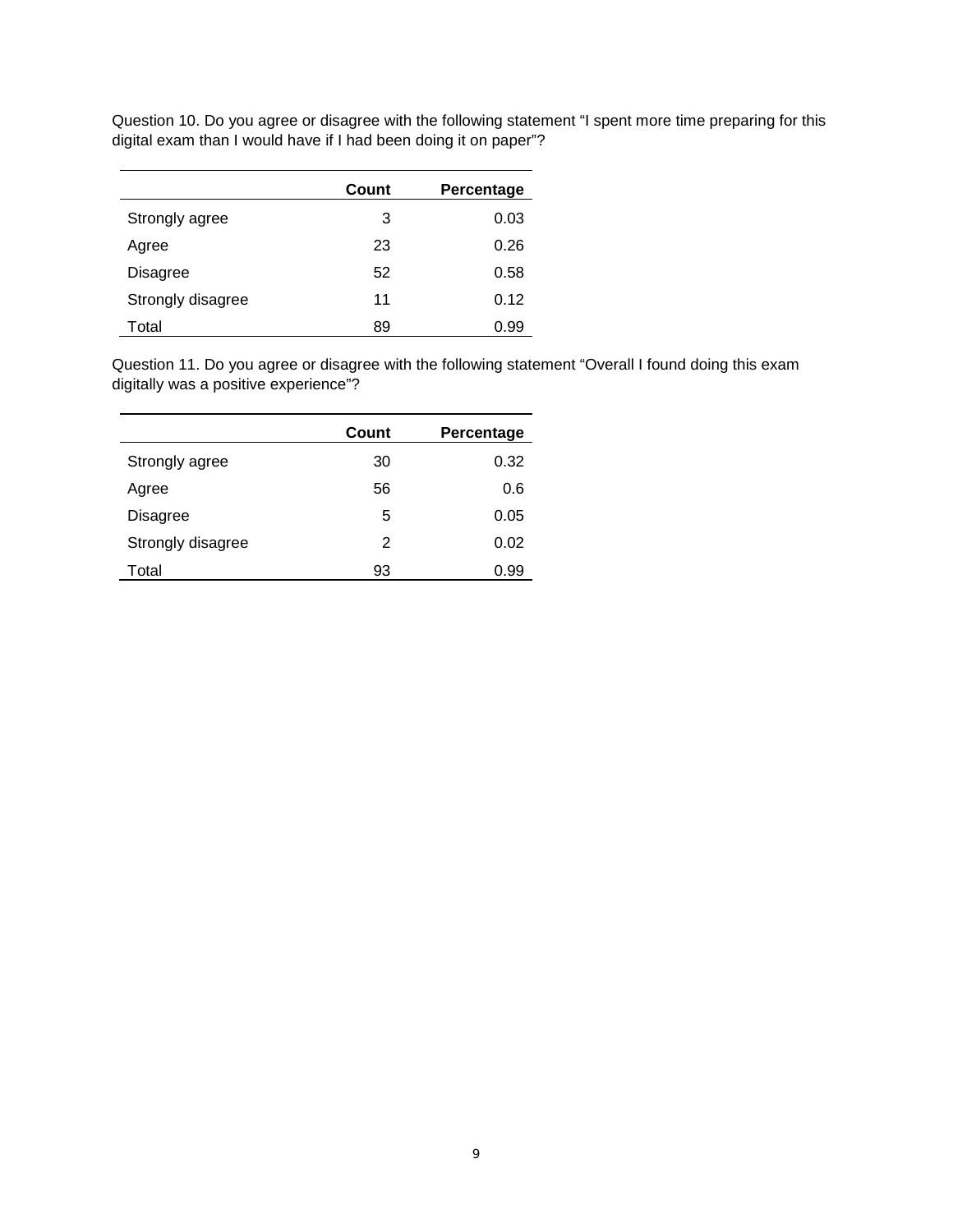Question 10. Do you agree or disagree with the following statement “I spent more time preparing for this digital exam than I would have if I had been doing it on paper”?

| | Count | Percentage |
|---|---|---|
| Strongly agree | 3 | 0.03 |
| Agree | 23 | 0.26 |
| Disagree | 52 | 0.58 |
| Strongly disagree | 11 | 0.12 |
| Total | 89 | 0.99 |

Question 11. Do you agree or disagree with the following statement “Overall I found doing this exam digitally was a positive experience”?

| | Count | Percentage |
|---|---|---|
| Strongly agree | 30 | 0.32 |
| Agree | 56 | 0.6 |
| Disagree | 5 | 0.05 |
| Strongly disagree | 2 | 0.02 |
| Total | 93 | 0.99 |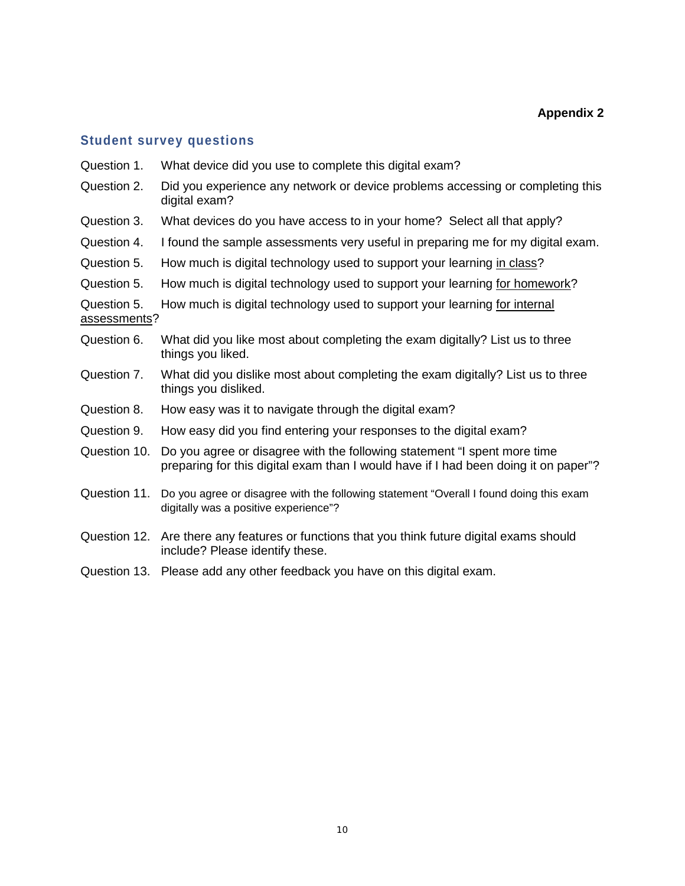**Appendix 2**

## Student survey questions

Question 1. What device did you use to complete this digital exam?

Question 2. Did you experience any network or device problems accessing or completing this digital exam?

Question 3. What devices do you have access to in your home? Select all that apply?

Question 4. I found the sample assessments very useful in preparing me for my digital exam.

Question 5. How much is digital technology used to support your learning in class?

Question 5. How much is digital technology used to support your learning for homework?

Question 5. How much is digital technology used to support your learning for internal assessments?

Question 6. What did you like most about completing the exam digitally? List us to three things you liked.

Question 7. What did you dislike most about completing the exam digitally? List us to three things you disliked.

Question 8. How easy was it to navigate through the digital exam?

Question 9. How easy did you find entering your responses to the digital exam?

Question 10. Do you agree or disagree with the following statement "I spent more time preparing for this digital exam than I would have if I had been doing it on paper"?

Question 11. Do you agree or disagree with the following statement "Overall I found doing this exam digitally was a positive experience"?

Question 12. Are there any features or functions that you think future digital exams should include? Please identify these.

Question 13. Please add any other feedback you have on this digital exam.